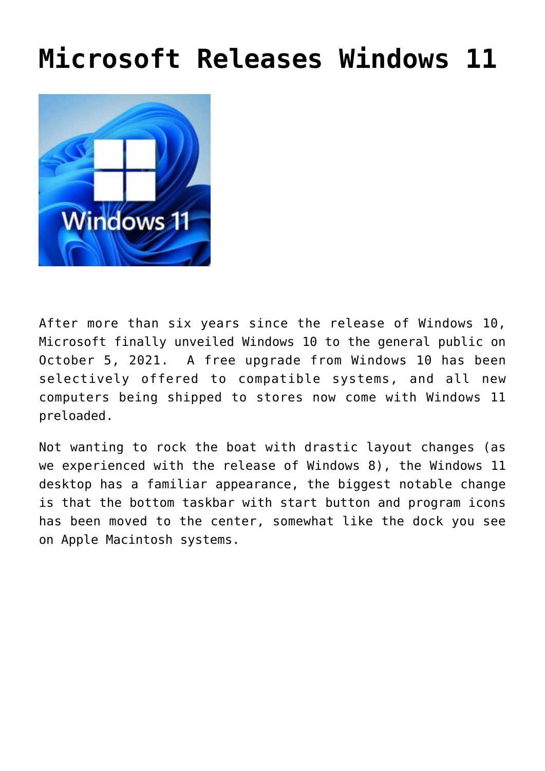# Microsoft Releases Windows 11

After more than six years since the release of Windows 10, Microsoft finally unveiled Windows 10 to the general public on October 5, 2021. A free upgrade from Windows 10 has been selectively offered to compatible systems, and all new computers being shipped to stores now come with Windows 11 preloaded.

Not wanting to rock the boat with drastic layout changes (as we experienced with the release of Windows 8), the Windows 11 desktop has a familiar appearance, the biggest notable change is that the bottom taskbar with start button and program icons has been moved to the center, somewhat like the dock you see on Apple Macintosh systems.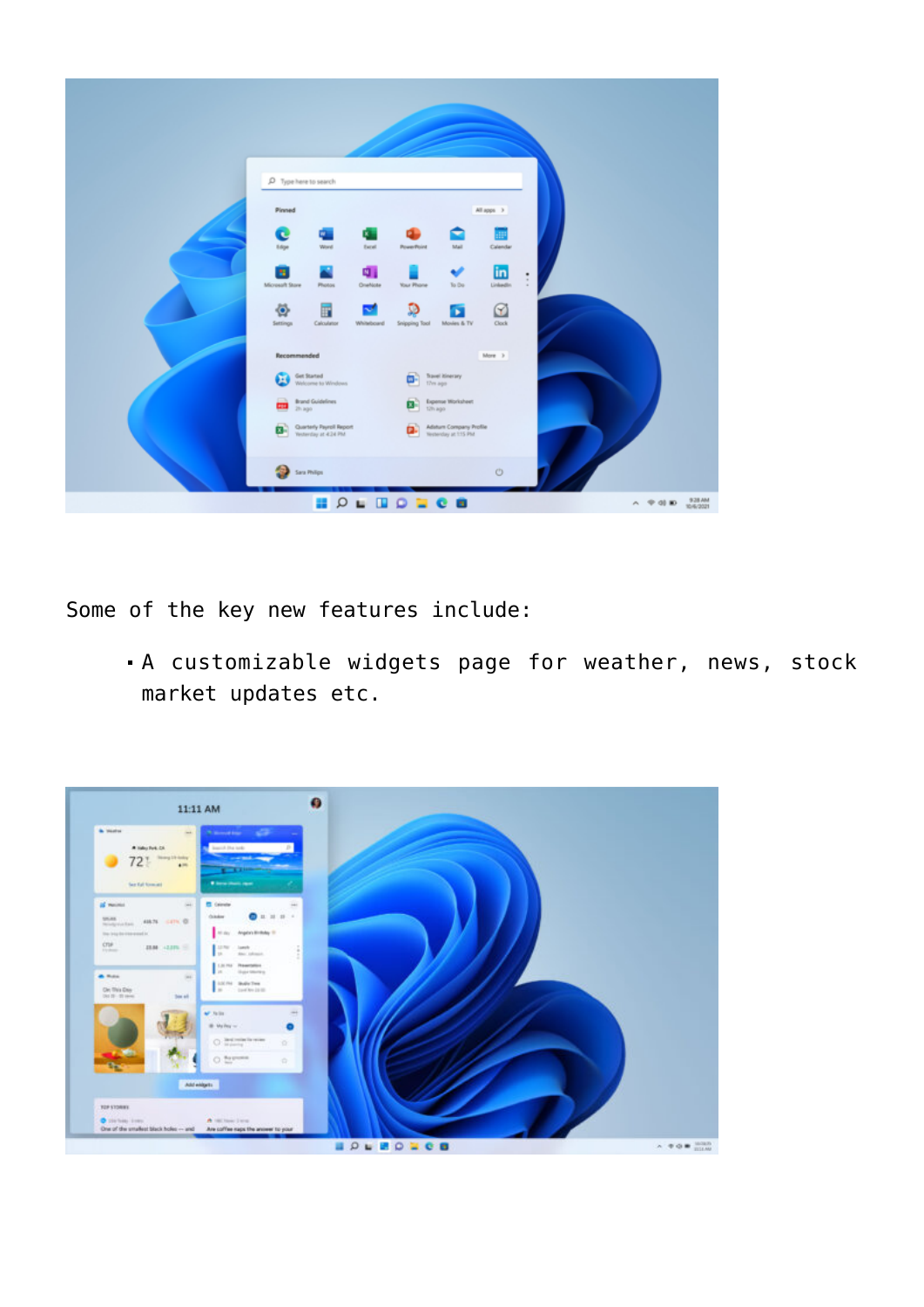Some of the key new features include:

- A customizable widgets page for weather, news, stock market updates etc.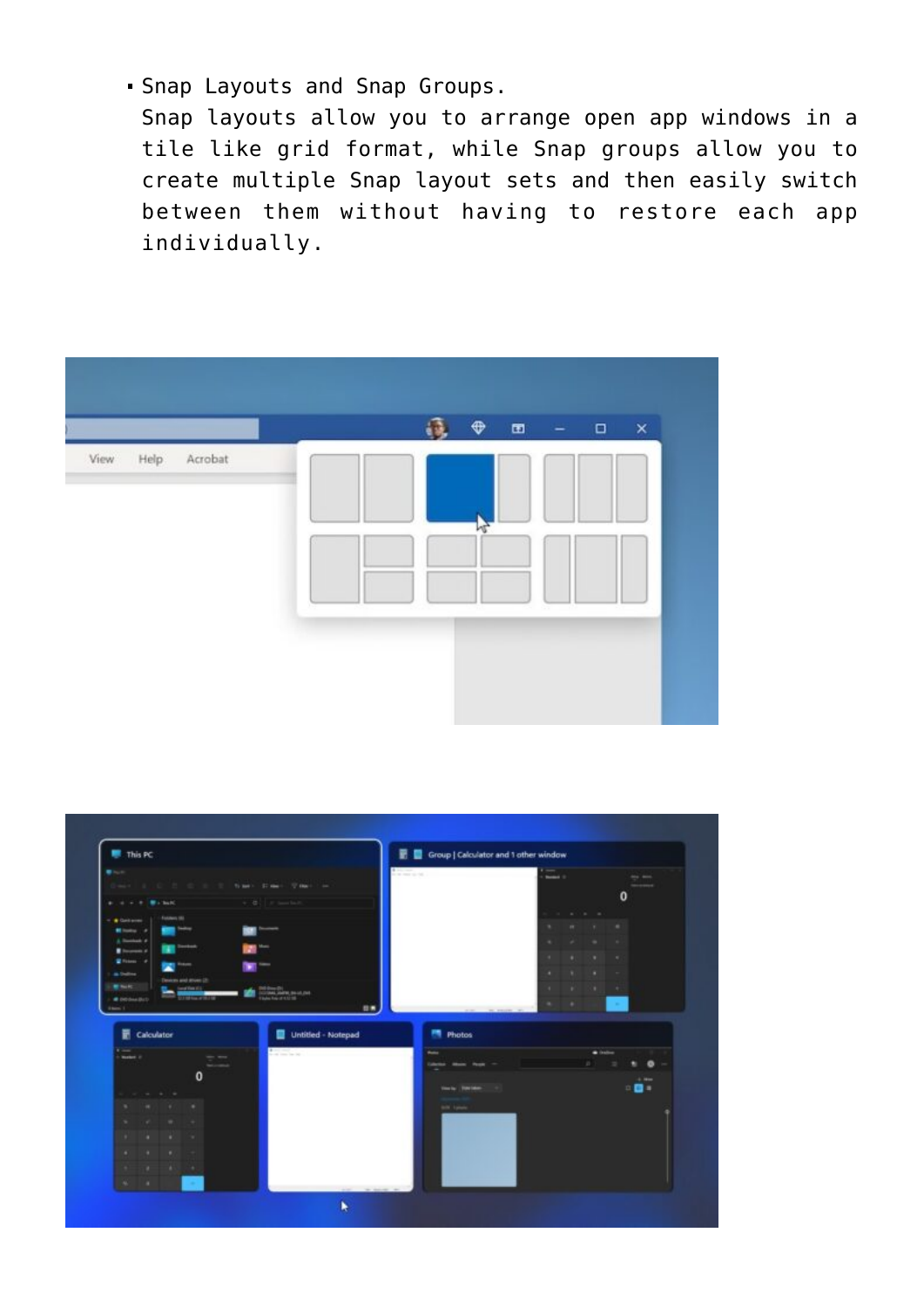- Snap Layouts and Snap Groups.
  Snap layouts allow you to arrange open app windows in a tile like grid format, while Snap groups allow you to create multiple Snap layout sets and then easily switch between them without having to restore each app individually.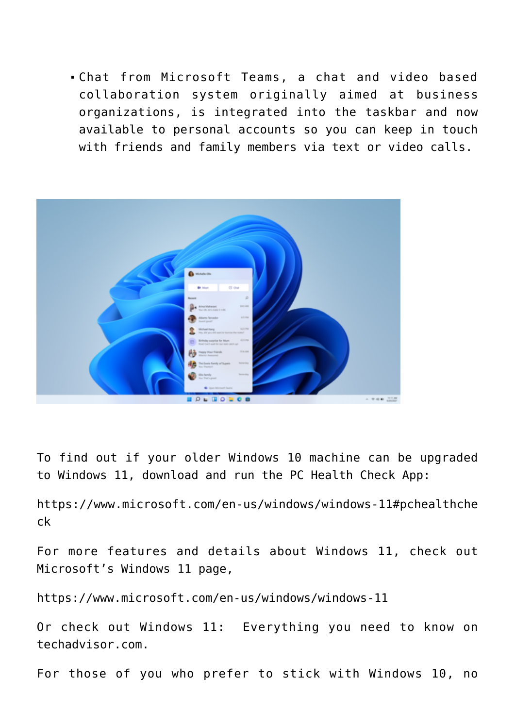- Chat from Microsoft Teams, a chat and video based collaboration system originally aimed at business organizations, is integrated into the taskbar and now available to personal accounts so you can keep in touch with friends and family members via text or video calls.

To find out if your older Windows 10 machine can be upgraded to Windows 11, download and run the PC Health Check App:

https://www.microsoft.com/en-us/windows/windows-11#pchealthcheck

For more features and details about Windows 11, check out Microsoft's Windows 11 page,

https://www.microsoft.com/en-us/windows/windows-11

Or check out Windows 11: Everything you need to know on techadvisor.com.

For those of you who prefer to stick with Windows 10, no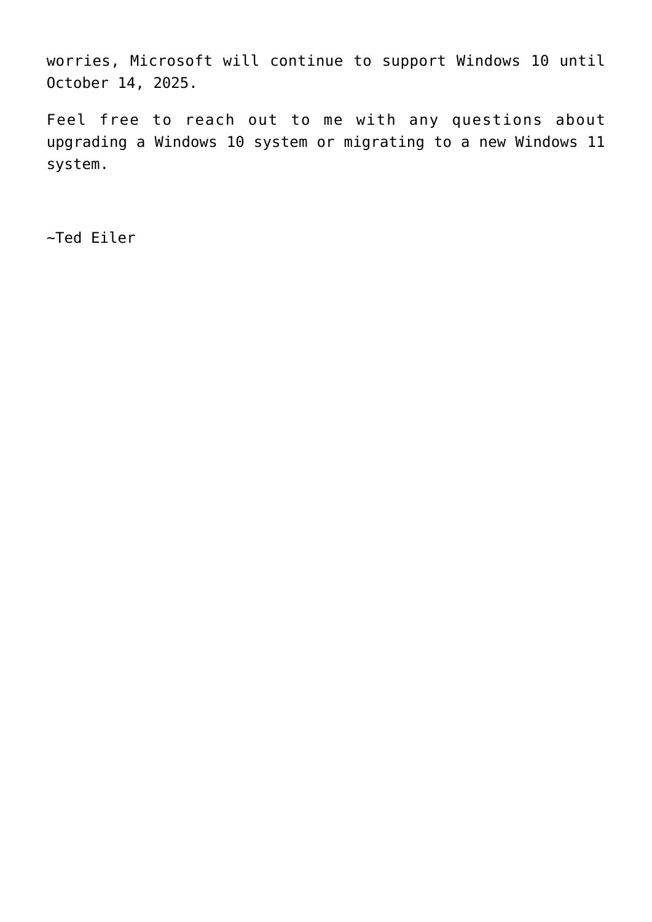worries, Microsoft will continue to support Windows 10 until October 14, 2025.

Feel free to reach out to me with any questions about upgrading a Windows 10 system or migrating to a new Windows 11 system.

~Ted Eiler